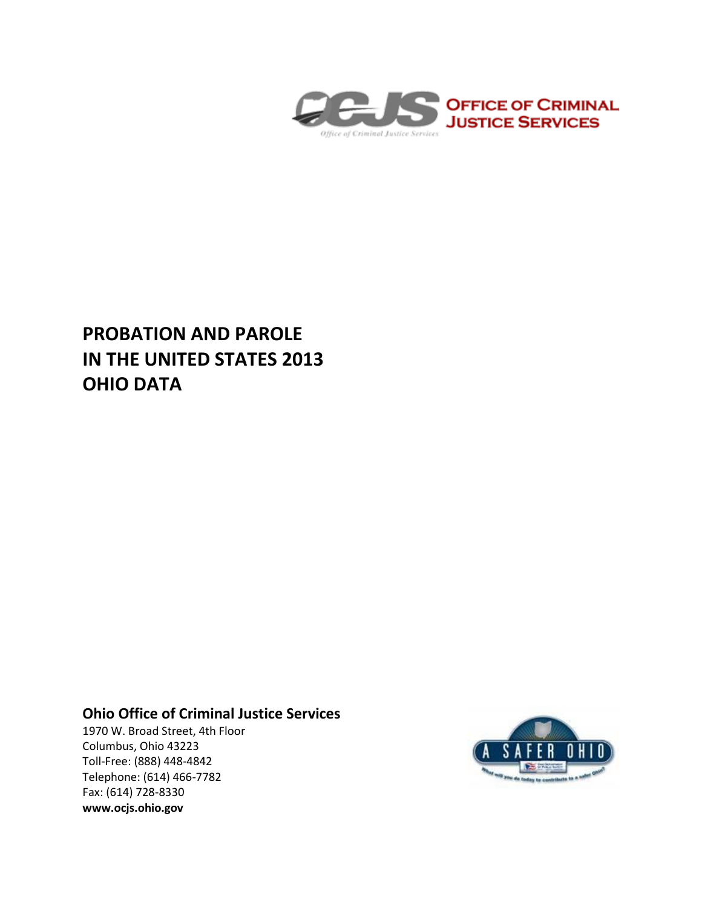OFFICE OF CRIMINAL JUSTICE SERVICES

# PROBATION AND PAROLE IN THE UNITED STATES 2013 OHIO DATA

**Ohio Office of Criminal Justice Services**
1970 W. Broad Street, 4th Floor
Columbus, Ohio 43223
Toll-Free: (888) 448-4842
Telephone: (614) 466-7782
Fax: (614) 728-8330
**www.ocjs.ohio.gov**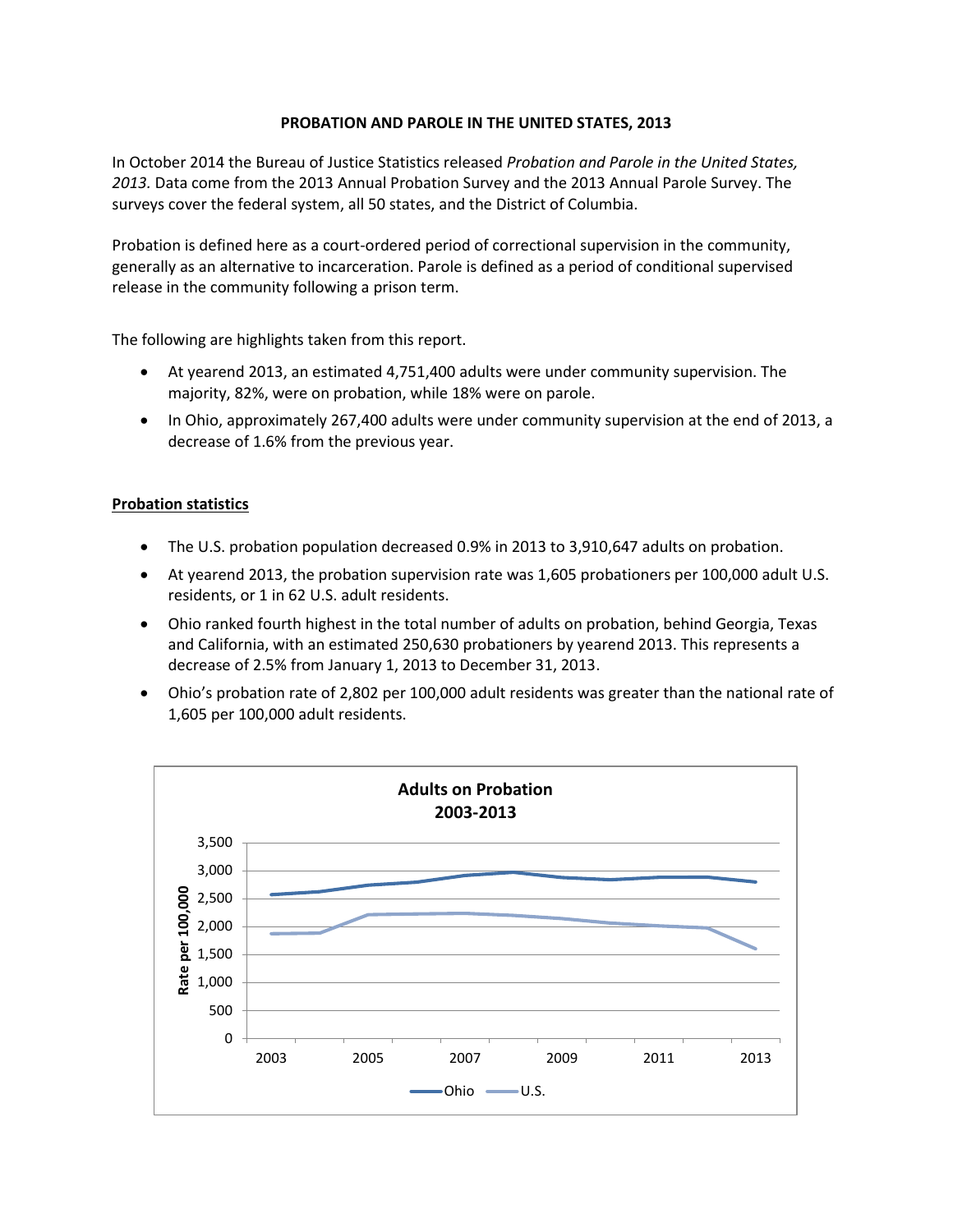**PROBATION AND PAROLE IN THE UNITED STATES, 2013**

In October 2014 the Bureau of Justice Statistics released *Probation and Parole in the United States, 2013.* Data come from the 2013 Annual Probation Survey and the 2013 Annual Parole Survey. The surveys cover the federal system, all 50 states, and the District of Columbia.

Probation is defined here as a court-ordered period of correctional supervision in the community, generally as an alternative to incarceration. Parole is defined as a period of conditional supervised release in the community following a prison term.

The following are highlights taken from this report.

- At yearend 2013, an estimated 4,751,400 adults were under community supervision. The majority, 82%, were on probation, while 18% were on parole.
- In Ohio, approximately 267,400 adults were under community supervision at the end of 2013, a decrease of 1.6% from the previous year.

**Probation statistics**

- The U.S. probation population decreased 0.9% in 2013 to 3,910,647 adults on probation.
- At yearend 2013, the probation supervision rate was 1,605 probationers per 100,000 adult U.S. residents, or 1 in 62 U.S. adult residents.
- Ohio ranked fourth highest in the total number of adults on probation, behind Georgia, Texas and California, with an estimated 250,630 probationers by yearend 2013. This represents a decrease of 2.5% from January 1, 2013 to December 31, 2013.
- Ohio's probation rate of 2,802 per 100,000 adult residents was greater than the national rate of 1,605 per 100,000 adult residents.

**Adults on Probation 2003-2013**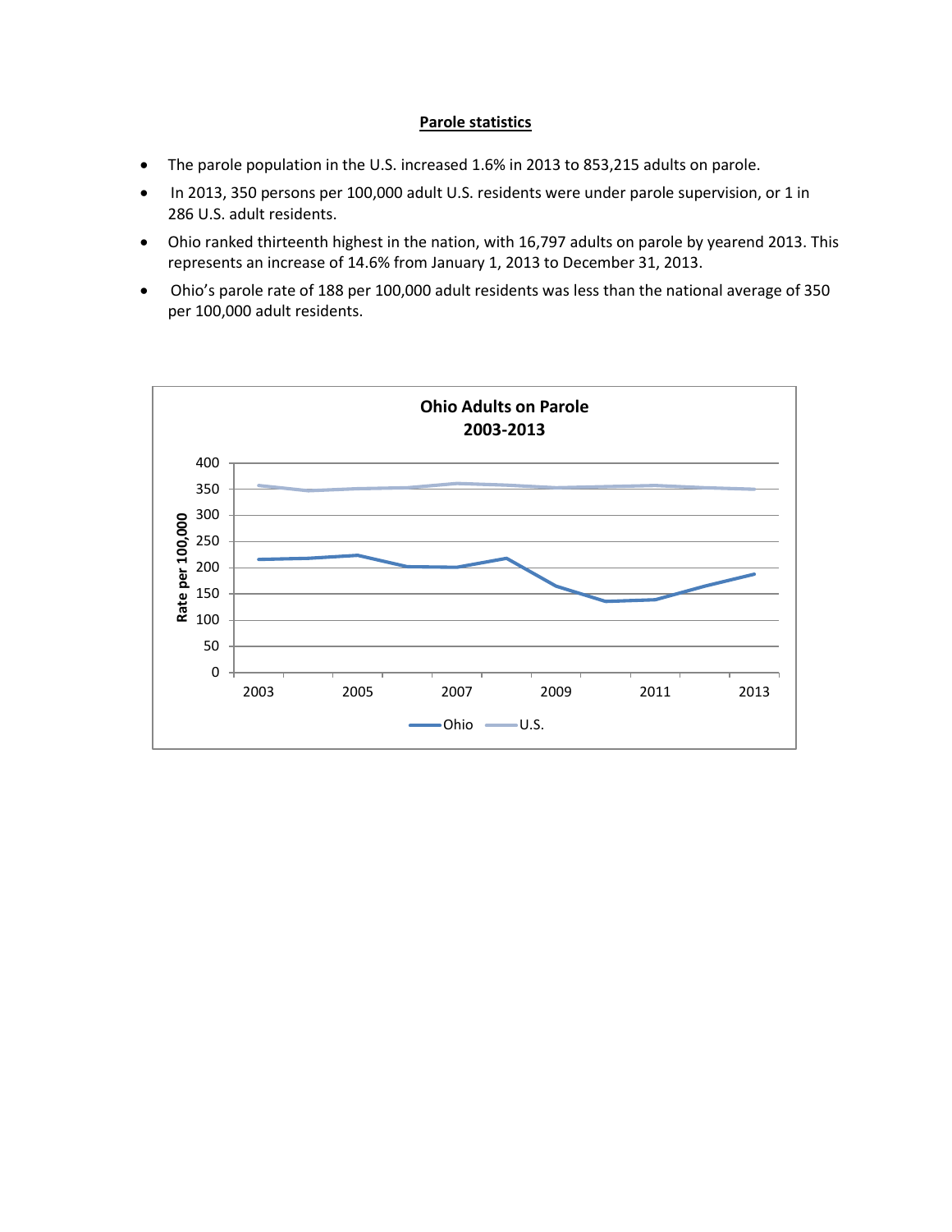## Parole statistics

- The parole population in the U.S. increased 1.6% in 2013 to 853,215 adults on parole.
- In 2013, 350 persons per 100,000 adult U.S. residents were under parole supervision, or 1 in 286 U.S. adult residents.
- Ohio ranked thirteenth highest in the nation, with 16,797 adults on parole by yearend 2013. This represents an increase of 14.6% from January 1, 2013 to December 31, 2013.
- Ohio's parole rate of 188 per 100,000 adult residents was less than the national average of 350 per 100,000 adult residents.

**Ohio Adults on Parole 2003-2013**

Rate per 100,000

Ohio U.S.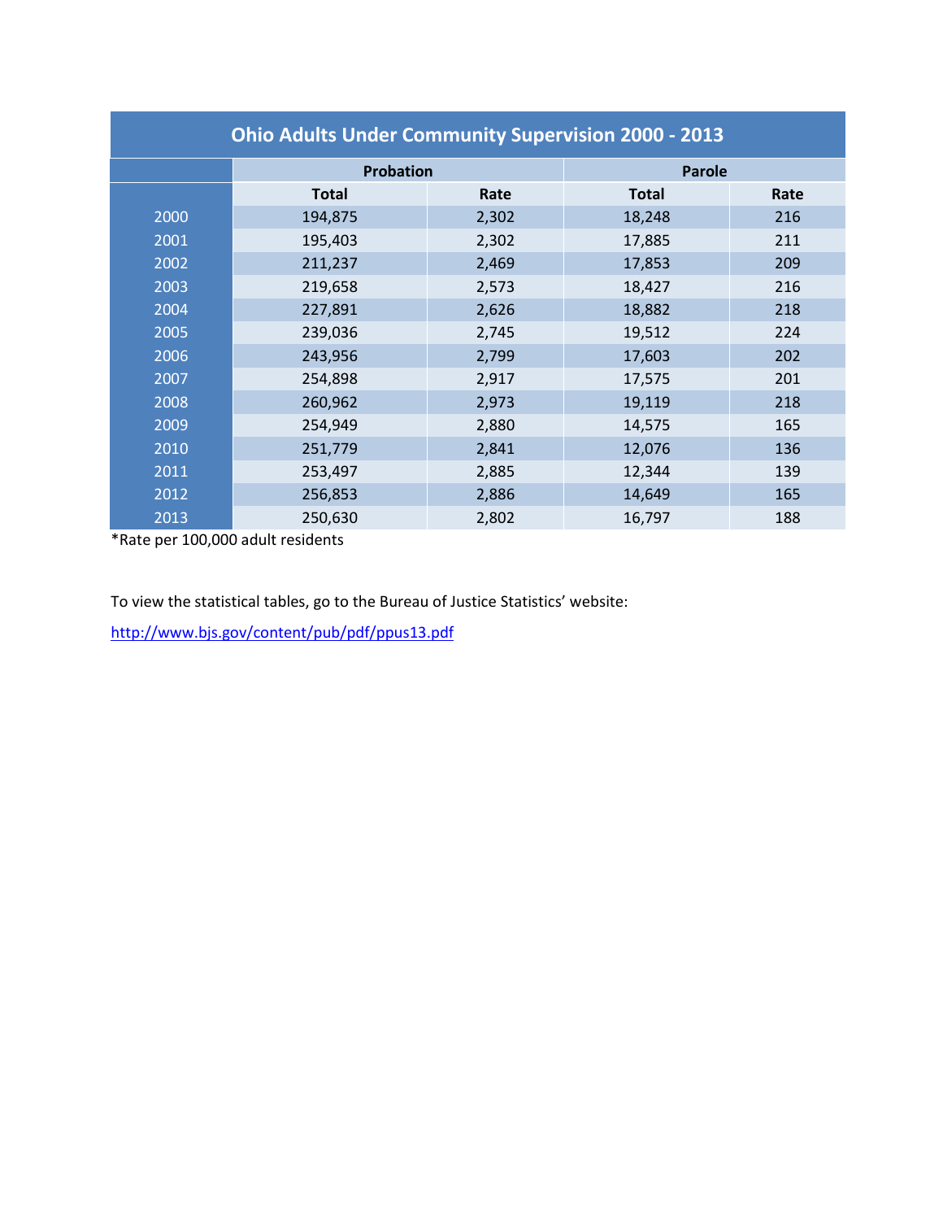| Ohio Adults Under Community Supervision 2000 - 2013 | | | | |
|---|---|---|---|---|
| | Probation | | Parole | |
| | Total | Rate | Total | Rate |
| 2000 | 194,875 | 2,302 | 18,248 | 216 |
| 2001 | 195,403 | 2,302 | 17,885 | 211 |
| 2002 | 211,237 | 2,469 | 17,853 | 209 |
| 2003 | 219,658 | 2,573 | 18,427 | 216 |
| 2004 | 227,891 | 2,626 | 18,882 | 218 |
| 2005 | 239,036 | 2,745 | 19,512 | 224 |
| 2006 | 243,956 | 2,799 | 17,603 | 202 |
| 2007 | 254,898 | 2,917 | 17,575 | 201 |
| 2008 | 260,962 | 2,973 | 19,119 | 218 |
| 2009 | 254,949 | 2,880 | 14,575 | 165 |
| 2010 | 251,779 | 2,841 | 12,076 | 136 |
| 2011 | 253,497 | 2,885 | 12,344 | 139 |
| 2012 | 256,853 | 2,886 | 14,649 | 165 |
| 2013 | 250,630 | 2,802 | 16,797 | 188 |

*Rate per 100,000 adult residents

To view the statistical tables, go to the Bureau of Justice Statistics' website:

http://www.bjs.gov/content/pub/pdf/ppus13.pdf